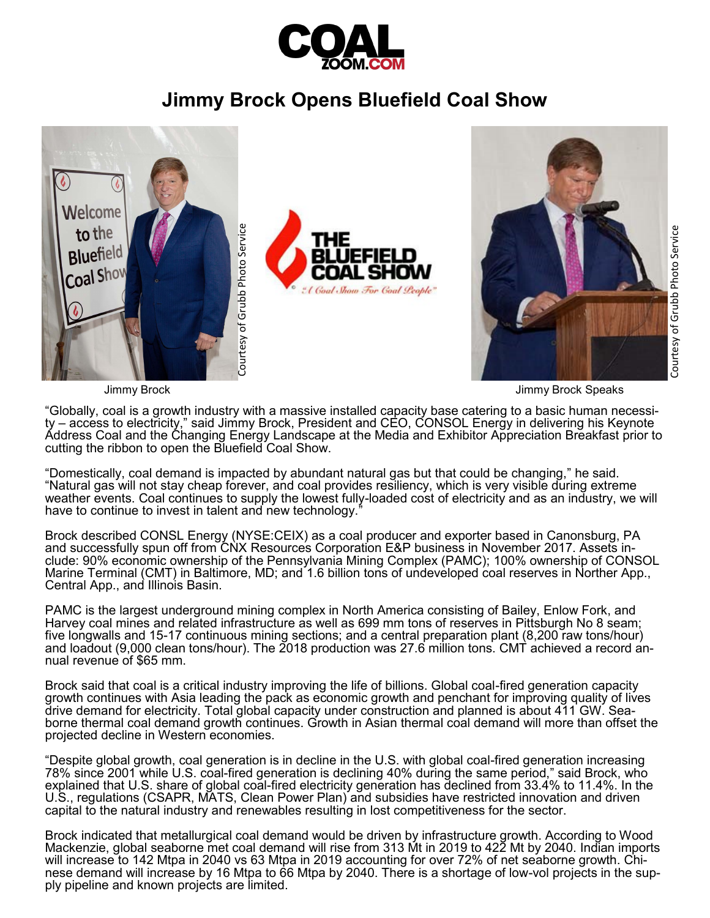# Jimmy Brock Opens Bluefield Coal Show

Jimmy Brock

Jimmy Brock Speaks

"Globally, coal is a growth industry with a massive installed capacity base catering to a basic human necessity – access to electricity," said Jimmy Brock, President and CEO, CONSOL Energy in delivering his Keynote Address Coal and the Changing Energy Landscape at the Media and Exhibitor Appreciation Breakfast prior to cutting the ribbon to open the Bluefield Coal Show.

"Domestically, coal demand is impacted by abundant natural gas but that could be changing," he said. "Natural gas will not stay cheap forever, and coal provides resiliency, which is very visible during extreme weather events. Coal continues to supply the lowest fully-loaded cost of electricity and as an industry, we will have to continue to invest in talent and new technology."

Brock described CONSL Energy (NYSE:CEIX) as a coal producer and exporter based in Canonsburg, PA and successfully spun off from CNX Resources Corporation E&P business in November 2017. Assets include: 90% economic ownership of the Pennsylvania Mining Complex (PAMC); 100% ownership of CONSOL Marine Terminal (CMT) in Baltimore, MD; and 1.6 billion tons of undeveloped coal reserves in Norther App., Central App., and Illinois Basin.

PAMC is the largest underground mining complex in North America consisting of Bailey, Enlow Fork, and Harvey coal mines and related infrastructure as well as 699 mm tons of reserves in Pittsburgh No 8 seam; five longwalls and 15-17 continuous mining sections; and a central preparation plant (8,200 raw tons/hour) and loadout (9,000 clean tons/hour). The 2018 production was 27.6 million tons. CMT achieved a record annual revenue of $65 mm.

Brock said that coal is a critical industry improving the life of billions. Global coal-fired generation capacity growth continues with Asia leading the pack as economic growth and penchant for improving quality of lives drive demand for electricity. Total global capacity under construction and planned is about 411 GW. Seaborne thermal coal demand growth continues. Growth in Asian thermal coal demand will more than offset the projected decline in Western economies.

"Despite global growth, coal generation is in decline in the U.S. with global coal-fired generation increasing 78% since 2001 while U.S. coal-fired generation is declining 40% during the same period," said Brock, who explained that U.S. share of global coal-fired electricity generation has declined from 33.4% to 11.4%. In the U.S., regulations (CSAPR, MATS, Clean Power Plan) and subsidies have restricted innovation and driven capital to the natural industry and renewables resulting in lost competitiveness for the sector.

Brock indicated that metallurgical coal demand would be driven by infrastructure growth. According to Wood Mackenzie, global seaborne met coal demand will rise from 313 Mt in 2019 to 422 Mt by 2040. Indian imports will increase to 142 Mtpa in 2040 vs 63 Mtpa in 2019 accounting for over 72% of net seaborne growth. Chinese demand will increase by 16 Mtpa to 66 Mtpa by 2040. There is a shortage of low-vol projects in the supply pipeline and known projects are limited.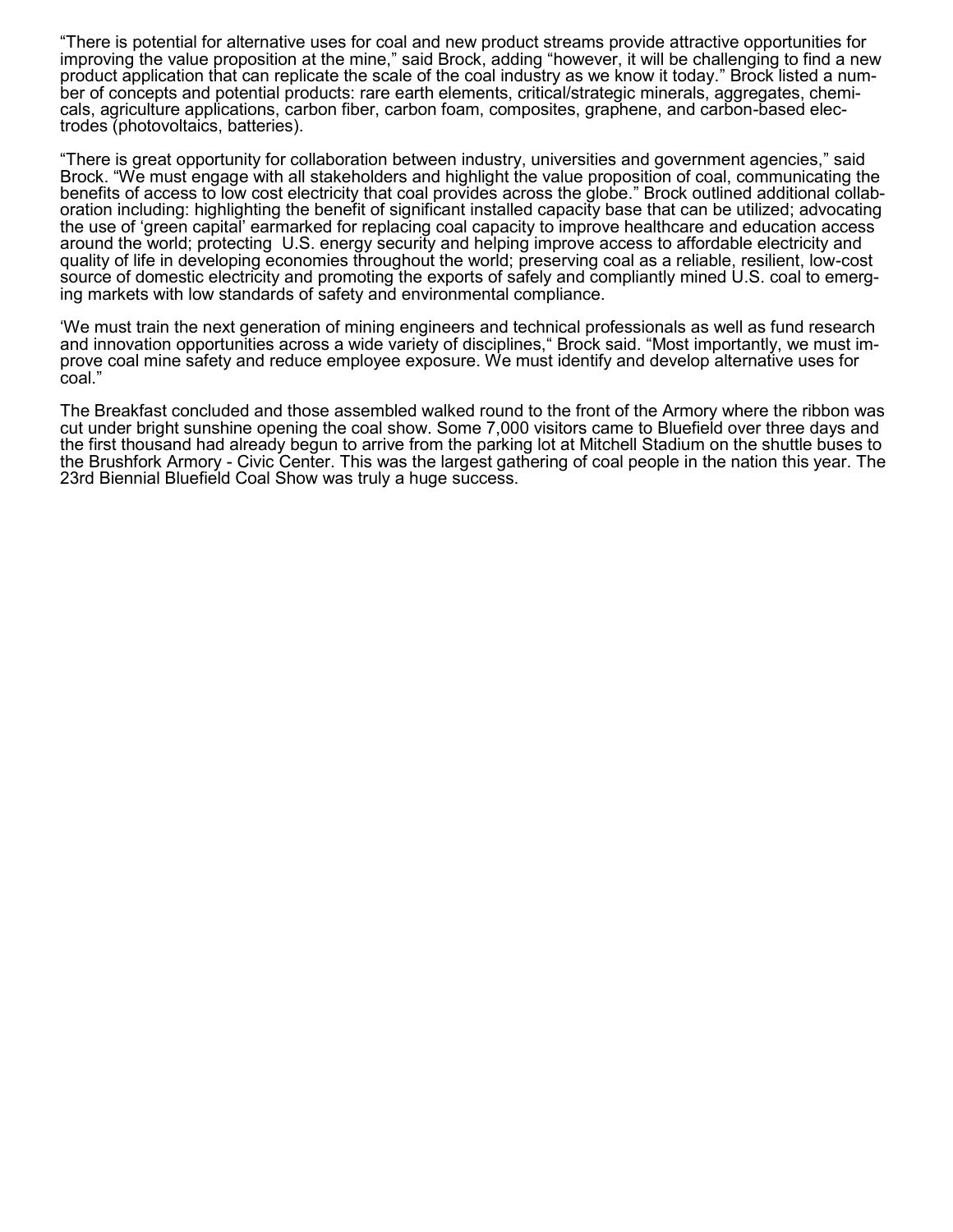“There is potential for alternative uses for coal and new product streams provide attractive opportunities for improving the value proposition at the mine,” said Brock, adding “however, it will be challenging to find a new product application that can replicate the scale of the coal industry as we know it today.” Brock listed a number of concepts and potential products: rare earth elements, critical/strategic minerals, aggregates, chemicals, agriculture applications, carbon fiber, carbon foam, composites, graphene, and carbon-based electrodes (photovoltaics, batteries).

“There is great opportunity for collaboration between industry, universities and government agencies,” said Brock. “We must engage with all stakeholders and highlight the value proposition of coal, communicating the benefits of access to low cost electricity that coal provides across the globe.” Brock outlined additional collaboration including: highlighting the benefit of significant installed capacity base that can be utilized; advocating the use of ‘green capital’ earmarked for replacing coal capacity to improve healthcare and education access around the world; protecting U.S. energy security and helping improve access to affordable electricity and quality of life in developing economies throughout the world; preserving coal as a reliable, resilient, low-cost source of domestic electricity and promoting the exports of safely and compliantly mined U.S. coal to emerging markets with low standards of safety and environmental compliance.

‘We must train the next generation of mining engineers and technical professionals as well as fund research and innovation opportunities across a wide variety of disciplines,“ Brock said. “Most importantly, we must improve coal mine safety and reduce employee exposure. We must identify and develop alternative uses for coal.”

The Breakfast concluded and those assembled walked round to the front of the Armory where the ribbon was cut under bright sunshine opening the coal show. Some 7,000 visitors came to Bluefield over three days and the first thousand had already begun to arrive from the parking lot at Mitchell Stadium on the shuttle buses to the Brushfork Armory - Civic Center. This was the largest gathering of coal people in the nation this year. The 23rd Biennial Bluefield Coal Show was truly a huge success.